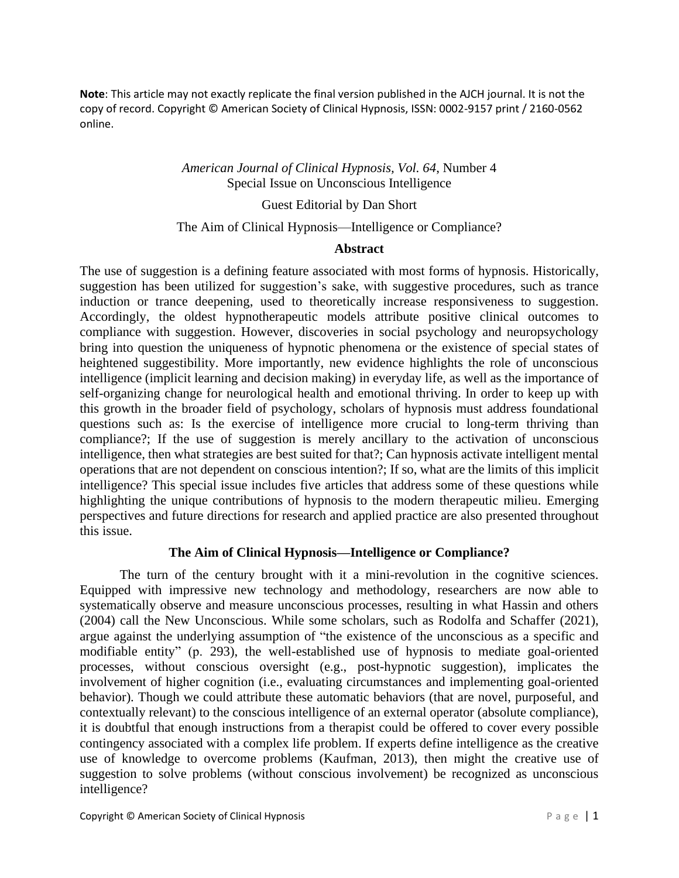**Note**: This article may not exactly replicate the final version published in the AJCH journal. It is not the copy of record. Copyright © American Society of Clinical Hypnosis, ISSN: 0002-9157 print / 2160-0562 online.

*American Journal of Clinical Hypnosis, Vol. 64*, Number 4
Special Issue on Unconscious Intelligence

Guest Editorial by Dan Short

The Aim of Clinical Hypnosis—Intelligence or Compliance?

## Abstract

The use of suggestion is a defining feature associated with most forms of hypnosis. Historically, suggestion has been utilized for suggestion's sake, with suggestive procedures, such as trance induction or trance deepening, used to theoretically increase responsiveness to suggestion. Accordingly, the oldest hypnotherapeutic models attribute positive clinical outcomes to compliance with suggestion. However, discoveries in social psychology and neuropsychology bring into question the uniqueness of hypnotic phenomena or the existence of special states of heightened suggestibility. More importantly, new evidence highlights the role of unconscious intelligence (implicit learning and decision making) in everyday life, as well as the importance of self-organizing change for neurological health and emotional thriving. In order to keep up with this growth in the broader field of psychology, scholars of hypnosis must address foundational questions such as: Is the exercise of intelligence more crucial to long-term thriving than compliance?; If the use of suggestion is merely ancillary to the activation of unconscious intelligence, then what strategies are best suited for that?; Can hypnosis activate intelligent mental operations that are not dependent on conscious intention?; If so, what are the limits of this implicit intelligence? This special issue includes five articles that address some of these questions while highlighting the unique contributions of hypnosis to the modern therapeutic milieu. Emerging perspectives and future directions for research and applied practice are also presented throughout this issue.

## The Aim of Clinical Hypnosis—Intelligence or Compliance?

The turn of the century brought with it a mini-revolution in the cognitive sciences. Equipped with impressive new technology and methodology, researchers are now able to systematically observe and measure unconscious processes, resulting in what Hassin and others (2004) call the New Unconscious. While some scholars, such as Rodolfa and Schaffer (2021), argue against the underlying assumption of "the existence of the unconscious as a specific and modifiable entity" (p. 293), the well-established use of hypnosis to mediate goal-oriented processes, without conscious oversight (e.g., post-hypnotic suggestion), implicates the involvement of higher cognition (i.e., evaluating circumstances and implementing goal-oriented behavior). Though we could attribute these automatic behaviors (that are novel, purposeful, and contextually relevant) to the conscious intelligence of an external operator (absolute compliance), it is doubtful that enough instructions from a therapist could be offered to cover every possible contingency associated with a complex life problem. If experts define intelligence as the creative use of knowledge to overcome problems (Kaufman, 2013), then might the creative use of suggestion to solve problems (without conscious involvement) be recognized as unconscious intelligence?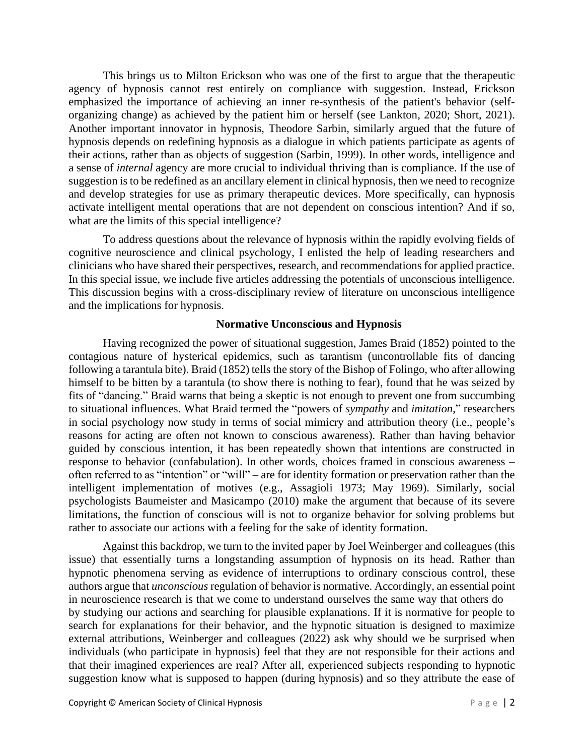This brings us to Milton Erickson who was one of the first to argue that the therapeutic agency of hypnosis cannot rest entirely on compliance with suggestion. Instead, Erickson emphasized the importance of achieving an inner re-synthesis of the patient's behavior (self-organizing change) as achieved by the patient him or herself (see Lankton, 2020; Short, 2021). Another important innovator in hypnosis, Theodore Sarbin, similarly argued that the future of hypnosis depends on redefining hypnosis as a dialogue in which patients participate as agents of their actions, rather than as objects of suggestion (Sarbin, 1999). In other words, intelligence and a sense of *internal* agency are more crucial to individual thriving than is compliance. If the use of suggestion is to be redefined as an ancillary element in clinical hypnosis, then we need to recognize and develop strategies for use as primary therapeutic devices. More specifically, can hypnosis activate intelligent mental operations that are not dependent on conscious intention? And if so, what are the limits of this special intelligence?

To address questions about the relevance of hypnosis within the rapidly evolving fields of cognitive neuroscience and clinical psychology, I enlisted the help of leading researchers and clinicians who have shared their perspectives, research, and recommendations for applied practice. In this special issue, we include five articles addressing the potentials of unconscious intelligence. This discussion begins with a cross-disciplinary review of literature on unconscious intelligence and the implications for hypnosis.

## Normative Unconscious and Hypnosis

Having recognized the power of situational suggestion, James Braid (1852) pointed to the contagious nature of hysterical epidemics, such as tarantism (uncontrollable fits of dancing following a tarantula bite). Braid (1852) tells the story of the Bishop of Folingo, who after allowing himself to be bitten by a tarantula (to show there is nothing to fear), found that he was seized by fits of "dancing." Braid warns that being a skeptic is not enough to prevent one from succumbing to situational influences. What Braid termed the "powers of *sympathy* and *imitation*," researchers in social psychology now study in terms of social mimicry and attribution theory (i.e., people's reasons for acting are often not known to conscious awareness). Rather than having behavior guided by conscious intention, it has been repeatedly shown that intentions are constructed in response to behavior (confabulation). In other words, choices framed in conscious awareness – often referred to as "intention" or "will" – are for identity formation or preservation rather than the intelligent implementation of motives (e.g., Assagioli 1973; May 1969). Similarly, social psychologists Baumeister and Masicampo (2010) make the argument that because of its severe limitations, the function of conscious will is not to organize behavior for solving problems but rather to associate our actions with a feeling for the sake of identity formation.

Against this backdrop, we turn to the invited paper by Joel Weinberger and colleagues (this issue) that essentially turns a longstanding assumption of hypnosis on its head. Rather than hypnotic phenomena serving as evidence of interruptions to ordinary conscious control, these authors argue that *unconscious* regulation of behavior is normative. Accordingly, an essential point in neuroscience research is that we come to understand ourselves the same way that others do—by studying our actions and searching for plausible explanations. If it is normative for people to search for explanations for their behavior, and the hypnotic situation is designed to maximize external attributions, Weinberger and colleagues (2022) ask why should we be surprised when individuals (who participate in hypnosis) feel that they are not responsible for their actions and that their imagined experiences are real? After all, experienced subjects responding to hypnotic suggestion know what is supposed to happen (during hypnosis) and so they attribute the ease of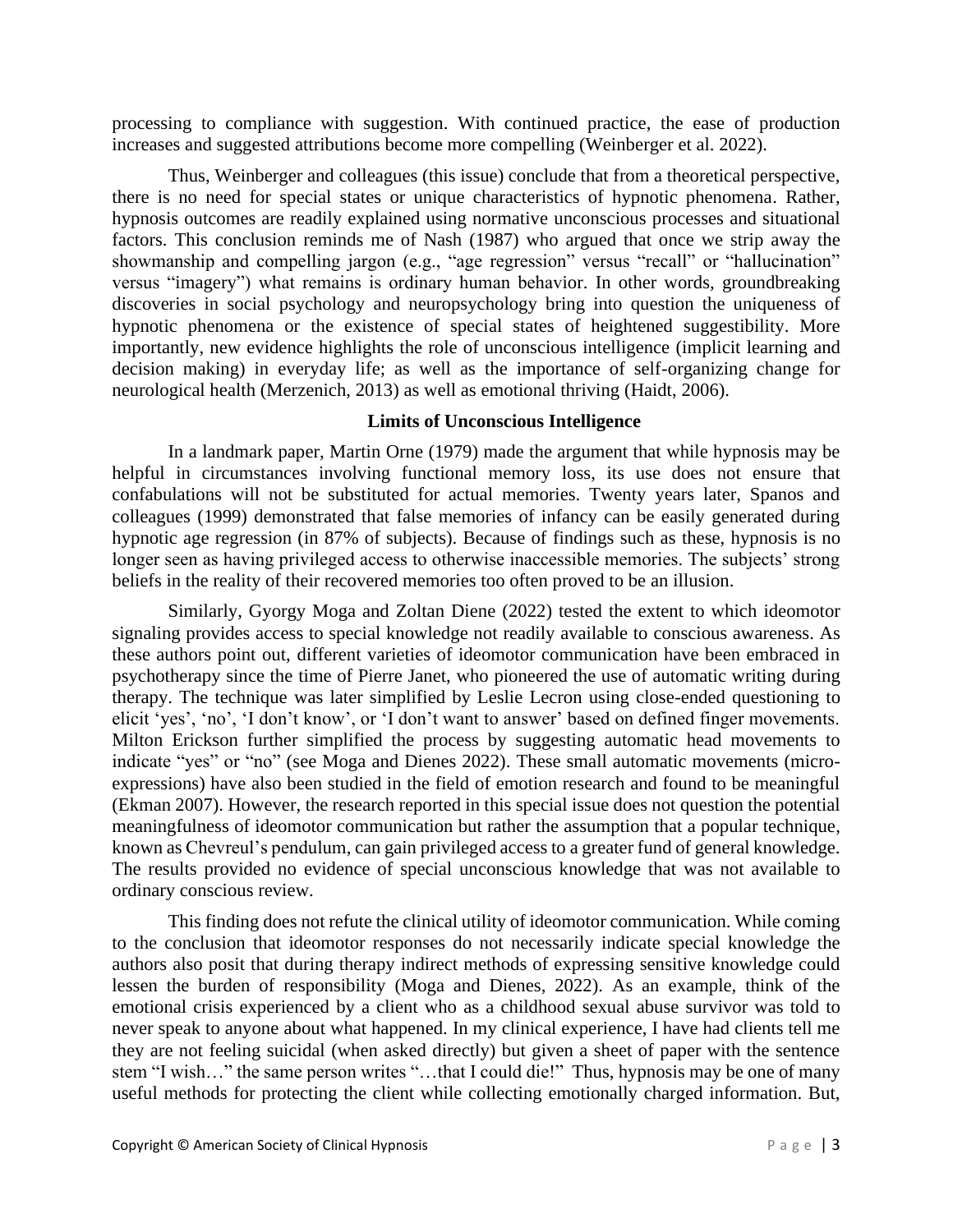processing to compliance with suggestion. With continued practice, the ease of production increases and suggested attributions become more compelling (Weinberger et al. 2022).

Thus, Weinberger and colleagues (this issue) conclude that from a theoretical perspective, there is no need for special states or unique characteristics of hypnotic phenomena. Rather, hypnosis outcomes are readily explained using normative unconscious processes and situational factors. This conclusion reminds me of Nash (1987) who argued that once we strip away the showmanship and compelling jargon (e.g., "age regression" versus "recall" or "hallucination" versus "imagery") what remains is ordinary human behavior. In other words, groundbreaking discoveries in social psychology and neuropsychology bring into question the uniqueness of hypnotic phenomena or the existence of special states of heightened suggestibility. More importantly, new evidence highlights the role of unconscious intelligence (implicit learning and decision making) in everyday life; as well as the importance of self-organizing change for neurological health (Merzenich, 2013) as well as emotional thriving (Haidt, 2006).

## Limits of Unconscious Intelligence

In a landmark paper, Martin Orne (1979) made the argument that while hypnosis may be helpful in circumstances involving functional memory loss, its use does not ensure that confabulations will not be substituted for actual memories. Twenty years later, Spanos and colleagues (1999) demonstrated that false memories of infancy can be easily generated during hypnotic age regression (in 87% of subjects). Because of findings such as these, hypnosis is no longer seen as having privileged access to otherwise inaccessible memories. The subjects' strong beliefs in the reality of their recovered memories too often proved to be an illusion.

Similarly, Gyorgy Moga and Zoltan Diene (2022) tested the extent to which ideomotor signaling provides access to special knowledge not readily available to conscious awareness. As these authors point out, different varieties of ideomotor communication have been embraced in psychotherapy since the time of Pierre Janet, who pioneered the use of automatic writing during therapy. The technique was later simplified by Leslie Lecron using close-ended questioning to elicit 'yes', 'no', 'I don't know', or 'I don't want to answer' based on defined finger movements. Milton Erickson further simplified the process by suggesting automatic head movements to indicate "yes" or "no" (see Moga and Dienes 2022). These small automatic movements (micro-expressions) have also been studied in the field of emotion research and found to be meaningful (Ekman 2007). However, the research reported in this special issue does not question the potential meaningfulness of ideomotor communication but rather the assumption that a popular technique, known as Chevreul's pendulum, can gain privileged access to a greater fund of general knowledge. The results provided no evidence of special unconscious knowledge that was not available to ordinary conscious review.

This finding does not refute the clinical utility of ideomotor communication. While coming to the conclusion that ideomotor responses do not necessarily indicate special knowledge the authors also posit that during therapy indirect methods of expressing sensitive knowledge could lessen the burden of responsibility (Moga and Dienes, 2022). As an example, think of the emotional crisis experienced by a client who as a childhood sexual abuse survivor was told to never speak to anyone about what happened. In my clinical experience, I have had clients tell me they are not feeling suicidal (when asked directly) but given a sheet of paper with the sentence stem "I wish…" the same person writes "…that I could die!" Thus, hypnosis may be one of many useful methods for protecting the client while collecting emotionally charged information. But,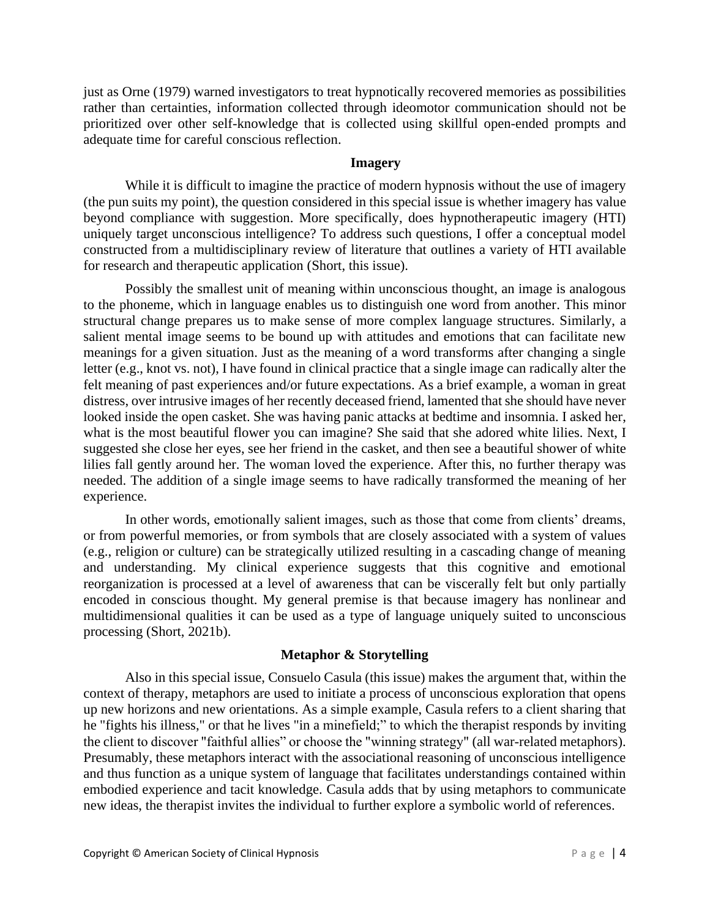just as Orne (1979) warned investigators to treat hypnotically recovered memories as possibilities rather than certainties, information collected through ideomotor communication should not be prioritized over other self-knowledge that is collected using skillful open-ended prompts and adequate time for careful conscious reflection.

## Imagery

While it is difficult to imagine the practice of modern hypnosis without the use of imagery (the pun suits my point), the question considered in this special issue is whether imagery has value beyond compliance with suggestion. More specifically, does hypnotherapeutic imagery (HTI) uniquely target unconscious intelligence? To address such questions, I offer a conceptual model constructed from a multidisciplinary review of literature that outlines a variety of HTI available for research and therapeutic application (Short, this issue).

Possibly the smallest unit of meaning within unconscious thought, an image is analogous to the phoneme, which in language enables us to distinguish one word from another. This minor structural change prepares us to make sense of more complex language structures. Similarly, a salient mental image seems to be bound up with attitudes and emotions that can facilitate new meanings for a given situation. Just as the meaning of a word transforms after changing a single letter (e.g., knot vs. not), I have found in clinical practice that a single image can radically alter the felt meaning of past experiences and/or future expectations. As a brief example, a woman in great distress, over intrusive images of her recently deceased friend, lamented that she should have never looked inside the open casket. She was having panic attacks at bedtime and insomnia. I asked her, what is the most beautiful flower you can imagine? She said that she adored white lilies. Next, I suggested she close her eyes, see her friend in the casket, and then see a beautiful shower of white lilies fall gently around her. The woman loved the experience. After this, no further therapy was needed. The addition of a single image seems to have radically transformed the meaning of her experience.

In other words, emotionally salient images, such as those that come from clients' dreams, or from powerful memories, or from symbols that are closely associated with a system of values (e.g., religion or culture) can be strategically utilized resulting in a cascading change of meaning and understanding. My clinical experience suggests that this cognitive and emotional reorganization is processed at a level of awareness that can be viscerally felt but only partially encoded in conscious thought. My general premise is that because imagery has nonlinear and multidimensional qualities it can be used as a type of language uniquely suited to unconscious processing (Short, 2021b).

## Metaphor & Storytelling

Also in this special issue, Consuelo Casula (this issue) makes the argument that, within the context of therapy, metaphors are used to initiate a process of unconscious exploration that opens up new horizons and new orientations. As a simple example, Casula refers to a client sharing that he "fights his illness," or that he lives "in a minefield;" to which the therapist responds by inviting the client to discover "faithful allies" or choose the "winning strategy" (all war-related metaphors). Presumably, these metaphors interact with the associational reasoning of unconscious intelligence and thus function as a unique system of language that facilitates understandings contained within embodied experience and tacit knowledge. Casula adds that by using metaphors to communicate new ideas, the therapist invites the individual to further explore a symbolic world of references.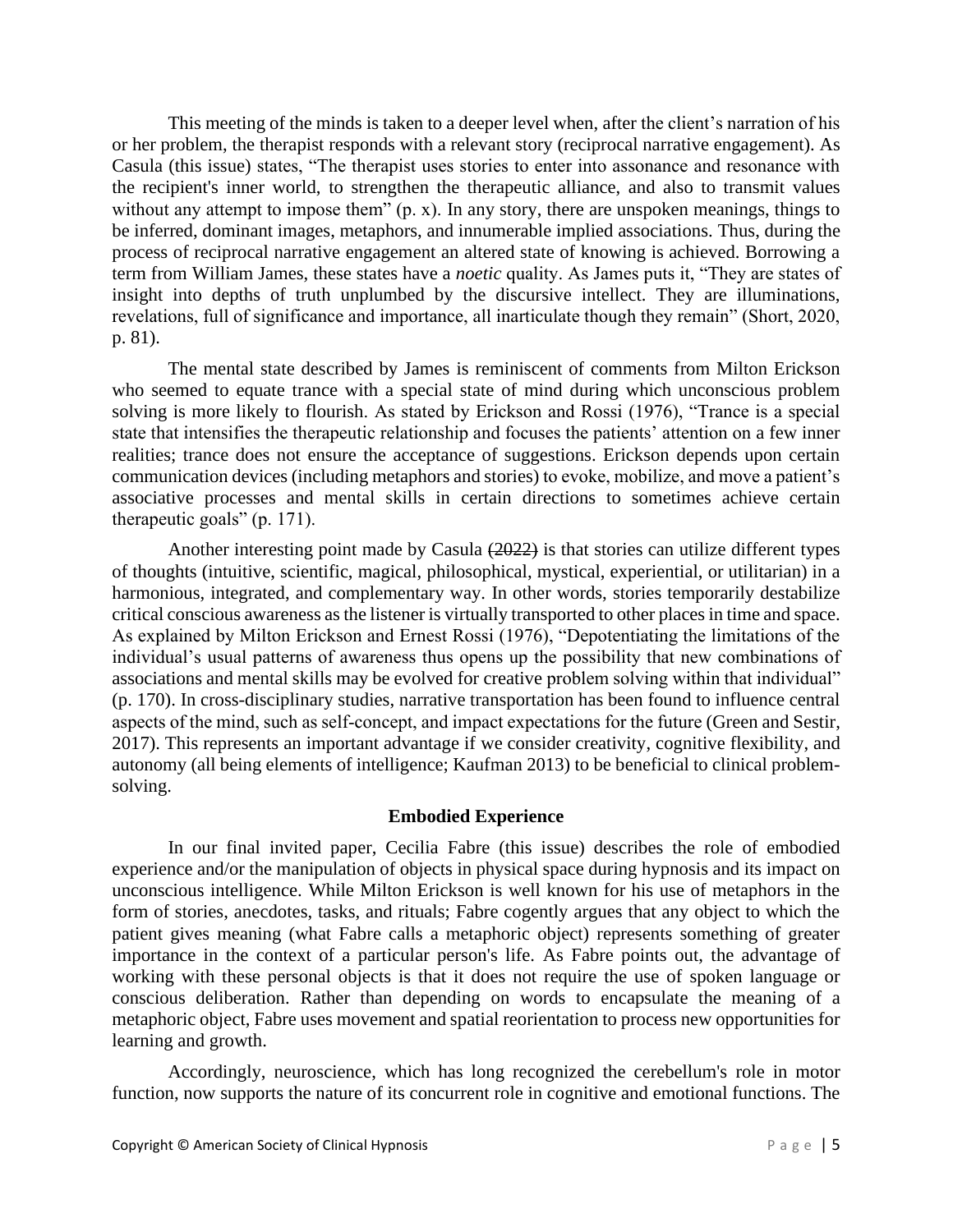This meeting of the minds is taken to a deeper level when, after the client's narration of his or her problem, the therapist responds with a relevant story (reciprocal narrative engagement). As Casula (this issue) states, "The therapist uses stories to enter into assonance and resonance with the recipient's inner world, to strengthen the therapeutic alliance, and also to transmit values without any attempt to impose them" (p. x). In any story, there are unspoken meanings, things to be inferred, dominant images, metaphors, and innumerable implied associations. Thus, during the process of reciprocal narrative engagement an altered state of knowing is achieved. Borrowing a term from William James, these states have a *noetic* quality. As James puts it, "They are states of insight into depths of truth unplumbed by the discursive intellect. They are illuminations, revelations, full of significance and importance, all inarticulate though they remain" (Short, 2020, p. 81).

The mental state described by James is reminiscent of comments from Milton Erickson who seemed to equate trance with a special state of mind during which unconscious problem solving is more likely to flourish. As stated by Erickson and Rossi (1976), "Trance is a special state that intensifies the therapeutic relationship and focuses the patients' attention on a few inner realities; trance does not ensure the acceptance of suggestions. Erickson depends upon certain communication devices (including metaphors and stories) to evoke, mobilize, and move a patient's associative processes and mental skills in certain directions to sometimes achieve certain therapeutic goals" (p. 171).

Another interesting point made by Casula ~~(2022)~~ is that stories can utilize different types of thoughts (intuitive, scientific, magical, philosophical, mystical, experiential, or utilitarian) in a harmonious, integrated, and complementary way. In other words, stories temporarily destabilize critical conscious awareness as the listener is virtually transported to other places in time and space. As explained by Milton Erickson and Ernest Rossi (1976), "Depotentiating the limitations of the individual's usual patterns of awareness thus opens up the possibility that new combinations of associations and mental skills may be evolved for creative problem solving within that individual" (p. 170). In cross-disciplinary studies, narrative transportation has been found to influence central aspects of the mind, such as self-concept, and impact expectations for the future (Green and Sestir, 2017). This represents an important advantage if we consider creativity, cognitive flexibility, and autonomy (all being elements of intelligence; Kaufman 2013) to be beneficial to clinical problem-solving.

## Embodied Experience

In our final invited paper, Cecilia Fabre (this issue) describes the role of embodied experience and/or the manipulation of objects in physical space during hypnosis and its impact on unconscious intelligence. While Milton Erickson is well known for his use of metaphors in the form of stories, anecdotes, tasks, and rituals; Fabre cogently argues that any object to which the patient gives meaning (what Fabre calls a metaphoric object) represents something of greater importance in the context of a particular person's life. As Fabre points out, the advantage of working with these personal objects is that it does not require the use of spoken language or conscious deliberation. Rather than depending on words to encapsulate the meaning of a metaphoric object, Fabre uses movement and spatial reorientation to process new opportunities for learning and growth.

Accordingly, neuroscience, which has long recognized the cerebellum's role in motor function, now supports the nature of its concurrent role in cognitive and emotional functions. The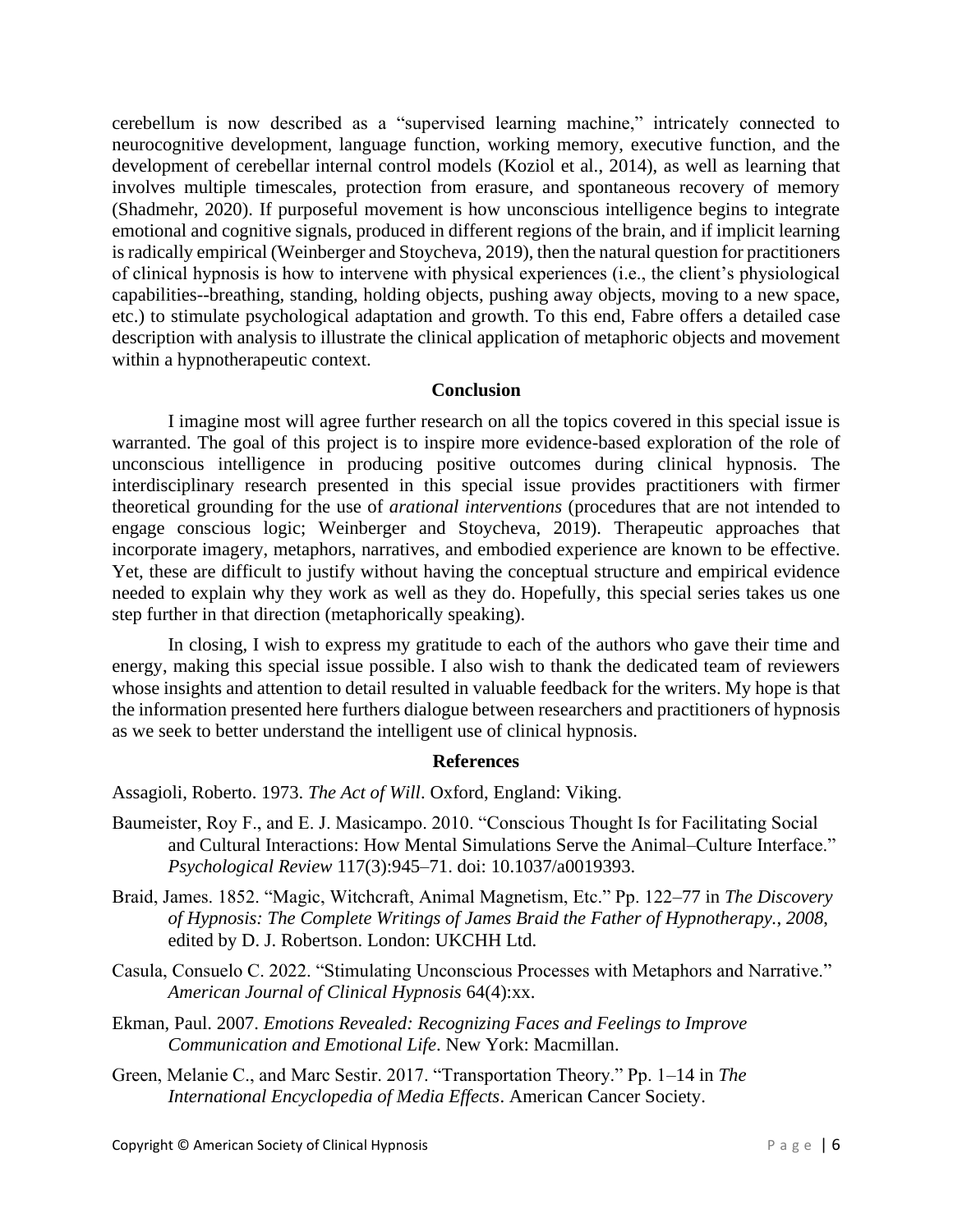cerebellum is now described as a "supervised learning machine," intricately connected to neurocognitive development, language function, working memory, executive function, and the development of cerebellar internal control models (Koziol et al., 2014), as well as learning that involves multiple timescales, protection from erasure, and spontaneous recovery of memory (Shadmehr, 2020). If purposeful movement is how unconscious intelligence begins to integrate emotional and cognitive signals, produced in different regions of the brain, and if implicit learning is radically empirical (Weinberger and Stoycheva, 2019), then the natural question for practitioners of clinical hypnosis is how to intervene with physical experiences (i.e., the client's physiological capabilities--breathing, standing, holding objects, pushing away objects, moving to a new space, etc.) to stimulate psychological adaptation and growth. To this end, Fabre offers a detailed case description with analysis to illustrate the clinical application of metaphoric objects and movement within a hypnotherapeutic context.

## Conclusion

I imagine most will agree further research on all the topics covered in this special issue is warranted. The goal of this project is to inspire more evidence-based exploration of the role of unconscious intelligence in producing positive outcomes during clinical hypnosis. The interdisciplinary research presented in this special issue provides practitioners with firmer theoretical grounding for the use of *arational interventions* (procedures that are not intended to engage conscious logic; Weinberger and Stoycheva, 2019). Therapeutic approaches that incorporate imagery, metaphors, narratives, and embodied experience are known to be effective. Yet, these are difficult to justify without having the conceptual structure and empirical evidence needed to explain why they work as well as they do. Hopefully, this special series takes us one step further in that direction (metaphorically speaking).

In closing, I wish to express my gratitude to each of the authors who gave their time and energy, making this special issue possible. I also wish to thank the dedicated team of reviewers whose insights and attention to detail resulted in valuable feedback for the writers. My hope is that the information presented here furthers dialogue between researchers and practitioners of hypnosis as we seek to better understand the intelligent use of clinical hypnosis.

## References

Assagioli, Roberto. 1973. *The Act of Will*. Oxford, England: Viking.

Baumeister, Roy F., and E. J. Masicampo. 2010. "Conscious Thought Is for Facilitating Social and Cultural Interactions: How Mental Simulations Serve the Animal–Culture Interface." *Psychological Review* 117(3):945–71. doi: 10.1037/a0019393.

Braid, James. 1852. "Magic, Witchcraft, Animal Magnetism, Etc." Pp. 122–77 in *The Discovery of Hypnosis: The Complete Writings of James Braid the Father of Hypnotherapy., 2008*, edited by D. J. Robertson. London: UKCHH Ltd.

Casula, Consuelo C. 2022. "Stimulating Unconscious Processes with Metaphors and Narrative." *American Journal of Clinical Hypnosis* 64(4):xx.

Ekman, Paul. 2007. *Emotions Revealed: Recognizing Faces and Feelings to Improve Communication and Emotional Life*. New York: Macmillan.

Green, Melanie C., and Marc Sestir. 2017. "Transportation Theory." Pp. 1–14 in *The International Encyclopedia of Media Effects*. American Cancer Society.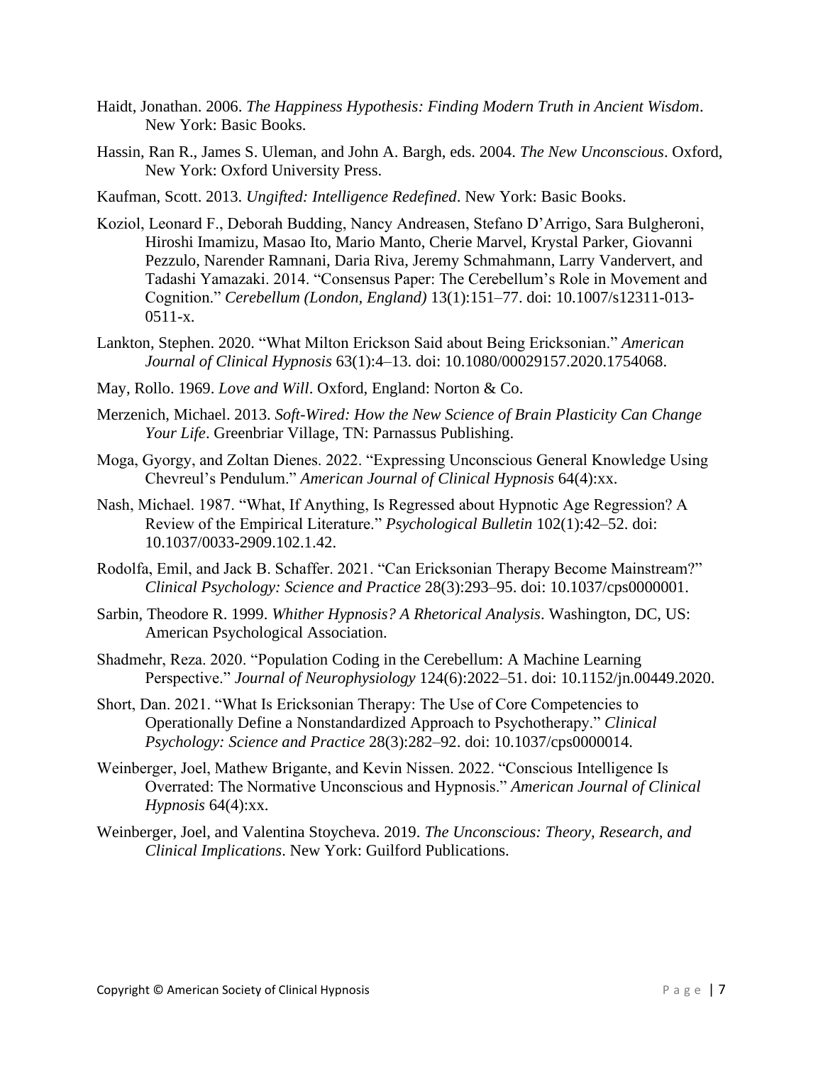Haidt, Jonathan. 2006. *The Happiness Hypothesis: Finding Modern Truth in Ancient Wisdom*. New York: Basic Books.

Hassin, Ran R., James S. Uleman, and John A. Bargh, eds. 2004. *The New Unconscious*. Oxford, New York: Oxford University Press.

Kaufman, Scott. 2013. *Ungifted: Intelligence Redefined*. New York: Basic Books.

Koziol, Leonard F., Deborah Budding, Nancy Andreasen, Stefano D'Arrigo, Sara Bulgheroni, Hiroshi Imamizu, Masao Ito, Mario Manto, Cherie Marvel, Krystal Parker, Giovanni Pezzulo, Narender Ramnani, Daria Riva, Jeremy Schmahmann, Larry Vandervert, and Tadashi Yamazaki. 2014. "Consensus Paper: The Cerebellum's Role in Movement and Cognition." *Cerebellum (London, England)* 13(1):151–77. doi: 10.1007/s12311-013-0511-x.

Lankton, Stephen. 2020. "What Milton Erickson Said about Being Ericksonian." *American Journal of Clinical Hypnosis* 63(1):4–13. doi: 10.1080/00029157.2020.1754068.

May, Rollo. 1969. *Love and Will*. Oxford, England: Norton & Co.

Merzenich, Michael. 2013. *Soft-Wired: How the New Science of Brain Plasticity Can Change Your Life*. Greenbriar Village, TN: Parnassus Publishing.

Moga, Gyorgy, and Zoltan Dienes. 2022. "Expressing Unconscious General Knowledge Using Chevreul's Pendulum." *American Journal of Clinical Hypnosis* 64(4):xx.

Nash, Michael. 1987. "What, If Anything, Is Regressed about Hypnotic Age Regression? A Review of the Empirical Literature." *Psychological Bulletin* 102(1):42–52. doi: 10.1037/0033-2909.102.1.42.

Rodolfa, Emil, and Jack B. Schaffer. 2021. "Can Ericksonian Therapy Become Mainstream?" *Clinical Psychology: Science and Practice* 28(3):293–95. doi: 10.1037/cps0000001.

Sarbin, Theodore R. 1999. *Whither Hypnosis? A Rhetorical Analysis*. Washington, DC, US: American Psychological Association.

Shadmehr, Reza. 2020. "Population Coding in the Cerebellum: A Machine Learning Perspective." *Journal of Neurophysiology* 124(6):2022–51. doi: 10.1152/jn.00449.2020.

Short, Dan. 2021. "What Is Ericksonian Therapy: The Use of Core Competencies to Operationally Define a Nonstandardized Approach to Psychotherapy." *Clinical Psychology: Science and Practice* 28(3):282–92. doi: 10.1037/cps0000014.

Weinberger, Joel, Mathew Brigante, and Kevin Nissen. 2022. "Conscious Intelligence Is Overrated: The Normative Unconscious and Hypnosis." *American Journal of Clinical Hypnosis* 64(4):xx.

Weinberger, Joel, and Valentina Stoycheva. 2019. *The Unconscious: Theory, Research, and Clinical Implications*. New York: Guilford Publications.